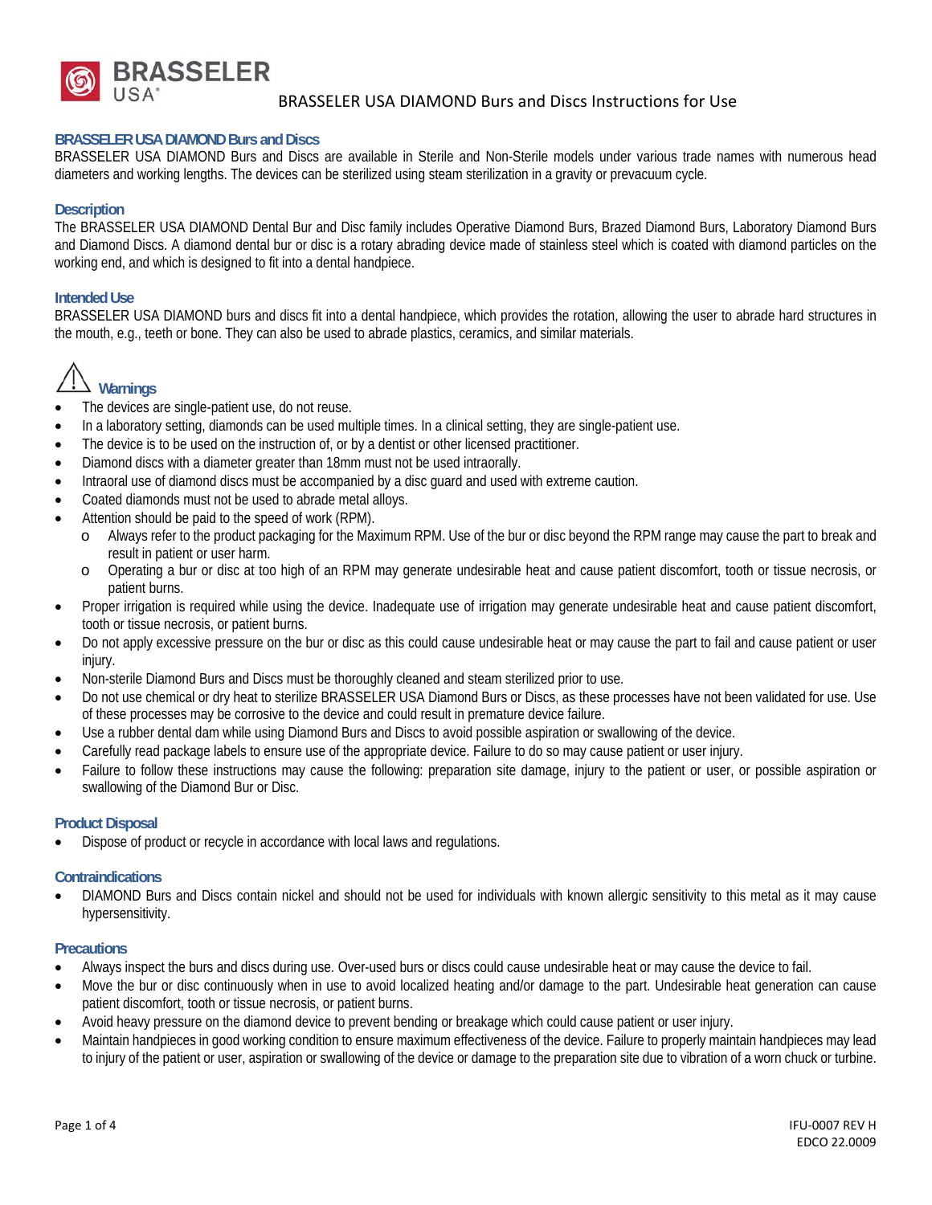# BRASSELER USA DIAMOND Burs and Discs Instructions for Use

## BRASSELER USA DIAMOND Burs and Discs

BRASSELER USA DIAMOND Burs and Discs are available in Sterile and Non-Sterile models under various trade names with numerous head diameters and working lengths. The devices can be sterilized using steam sterilization in a gravity or prevacuum cycle.

## Description

The BRASSELER USA DIAMOND Dental Bur and Disc family includes Operative Diamond Burs, Brazed Diamond Burs, Laboratory Diamond Burs and Diamond Discs. A diamond dental bur or disc is a rotary abrading device made of stainless steel which is coated with diamond particles on the working end, and which is designed to fit into a dental handpiece.

## Intended Use

BRASSELER USA DIAMOND burs and discs fit into a dental handpiece, which provides the rotation, allowing the user to abrade hard structures in the mouth, e.g., teeth or bone. They can also be used to abrade plastics, ceramics, and similar materials.

## ⚠ Warnings

- The devices are single-patient use, do not reuse.
- In a laboratory setting, diamonds can be used multiple times. In a clinical setting, they are single-patient use.
- The device is to be used on the instruction of, or by a dentist or other licensed practitioner.
- Diamond discs with a diameter greater than 18mm must not be used intraorally.
- Intraoral use of diamond discs must be accompanied by a disc guard and used with extreme caution.
- Coated diamonds must not be used to abrade metal alloys.
- Attention should be paid to the speed of work (RPM).
  - Always refer to the product packaging for the Maximum RPM. Use of the bur or disc beyond the RPM range may cause the part to break and result in patient or user harm.
  - Operating a bur or disc at too high of an RPM may generate undesirable heat and cause patient discomfort, tooth or tissue necrosis, or patient burns.
- Proper irrigation is required while using the device. Inadequate use of irrigation may generate undesirable heat and cause patient discomfort, tooth or tissue necrosis, or patient burns.
- Do not apply excessive pressure on the bur or disc as this could cause undesirable heat or may cause the part to fail and cause patient or user injury.
- Non-sterile Diamond Burs and Discs must be thoroughly cleaned and steam sterilized prior to use.
- Do not use chemical or dry heat to sterilize BRASSELER USA Diamond Burs or Discs, as these processes have not been validated for use. Use of these processes may be corrosive to the device and could result in premature device failure.
- Use a rubber dental dam while using Diamond Burs and Discs to avoid possible aspiration or swallowing of the device.
- Carefully read package labels to ensure use of the appropriate device. Failure to do so may cause patient or user injury.
- Failure to follow these instructions may cause the following: preparation site damage, injury to the patient or user, or possible aspiration or swallowing of the Diamond Bur or Disc.

## Product Disposal

- Dispose of product or recycle in accordance with local laws and regulations.

## Contraindications

- DIAMOND Burs and Discs contain nickel and should not be used for individuals with known allergic sensitivity to this metal as it may cause hypersensitivity.

## Precautions

- Always inspect the burs and discs during use. Over-used burs or discs could cause undesirable heat or may cause the device to fail.
- Move the bur or disc continuously when in use to avoid localized heating and/or damage to the part. Undesirable heat generation can cause patient discomfort, tooth or tissue necrosis, or patient burns.
- Avoid heavy pressure on the diamond device to prevent bending or breakage which could cause patient or user injury.
- Maintain handpieces in good working condition to ensure maximum effectiveness of the device. Failure to properly maintain handpieces may lead to injury of the patient or user, aspiration or swallowing of the device or damage to the preparation site due to vibration of a worn chuck or turbine.

IFU-0007 REV H
EDCO 22.0009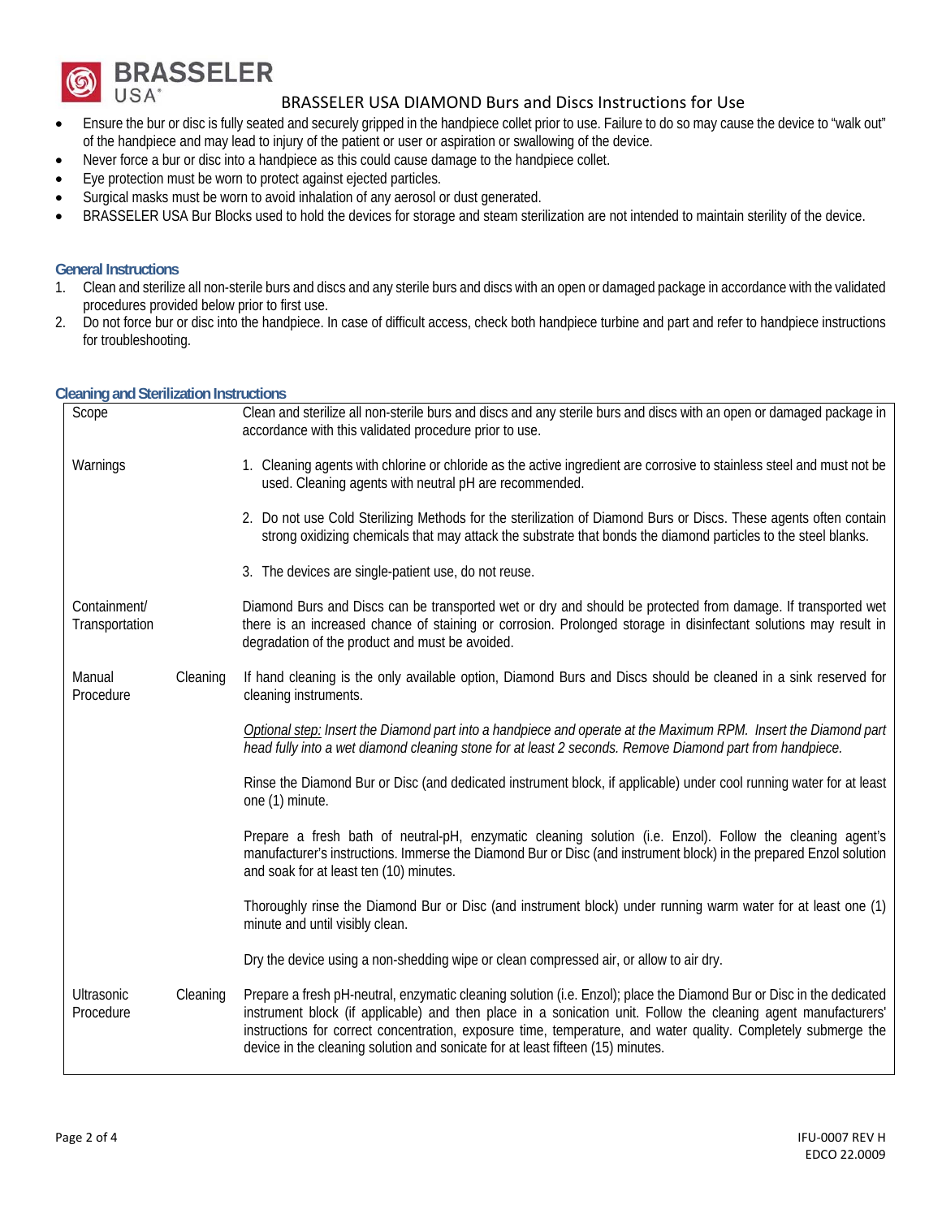- Ensure the bur or disc is fully seated and securely gripped in the handpiece collet prior to use. Failure to do so may cause the device to "walk out" of the handpiece and may lead to injury of the patient or user or aspiration or swallowing of the device.
- Never force a bur or disc into a handpiece as this could cause damage to the handpiece collet.
- Eye protection must be worn to protect against ejected particles.
- Surgical masks must be worn to avoid inhalation of any aerosol or dust generated.
- BRASSELER USA Bur Blocks used to hold the devices for storage and steam sterilization are not intended to maintain sterility of the device.

### General Instructions

1. Clean and sterilize all non-sterile burs and discs and any sterile burs and discs with an open or damaged package in accordance with the validated procedures provided below prior to first use.
2. Do not force bur or disc into the handpiece. In case of difficult access, check both handpiece turbine and part and refer to handpiece instructions for troubleshooting.

### Cleaning and Sterilization Instructions

| | |
|---|---|
| Scope | Clean and sterilize all non-sterile burs and discs and any sterile burs and discs with an open or damaged package in accordance with this validated procedure prior to use. |
| Warnings | 1. Cleaning agents with chlorine or chloride as the active ingredient are corrosive to stainless steel and must not be used. Cleaning agents with neutral pH are recommended.<br><br>2. Do not use Cold Sterilizing Methods for the sterilization of Diamond Burs or Discs. These agents often contain strong oxidizing chemicals that may attack the substrate that bonds the diamond particles to the steel blanks.<br><br>3. The devices are single-patient use, do not reuse. |
| Containment/ Transportation | Diamond Burs and Discs can be transported wet or dry and should be protected from damage. If transported wet there is an increased chance of staining or corrosion. Prolonged storage in disinfectant solutions may result in degradation of the product and must be avoided. |
| Manual Cleaning Procedure | If hand cleaning is the only available option, Diamond Burs and Discs should be cleaned in a sink reserved for cleaning instruments.<br><br>*<u>Optional step:</u> Insert the Diamond part into a handpiece and operate at the Maximum RPM. Insert the Diamond part head fully into a wet diamond cleaning stone for at least 2 seconds. Remove Diamond part from handpiece.*<br><br>Rinse the Diamond Bur or Disc (and dedicated instrument block, if applicable) under cool running water for at least one (1) minute.<br><br>Prepare a fresh bath of neutral-pH, enzymatic cleaning solution (i.e. Enzol). Follow the cleaning agent's manufacturer's instructions. Immerse the Diamond Bur or Disc (and instrument block) in the prepared Enzol solution and soak for at least ten (10) minutes.<br><br>Thoroughly rinse the Diamond Bur or Disc (and instrument block) under running warm water for at least one (1) minute and until visibly clean.<br><br>Dry the device using a non-shedding wipe or clean compressed air, or allow to air dry. |
| Ultrasonic Cleaning Procedure | Prepare a fresh pH-neutral, enzymatic cleaning solution (i.e. Enzol); place the Diamond Bur or Disc in the dedicated instrument block (if applicable) and then place in a sonication unit. Follow the cleaning agent manufacturers' instructions for correct concentration, exposure time, temperature, and water quality. Completely submerge the device in the cleaning solution and sonicate for at least fifteen (15) minutes. |

IFU-0007 REV H
EDCO 22.0009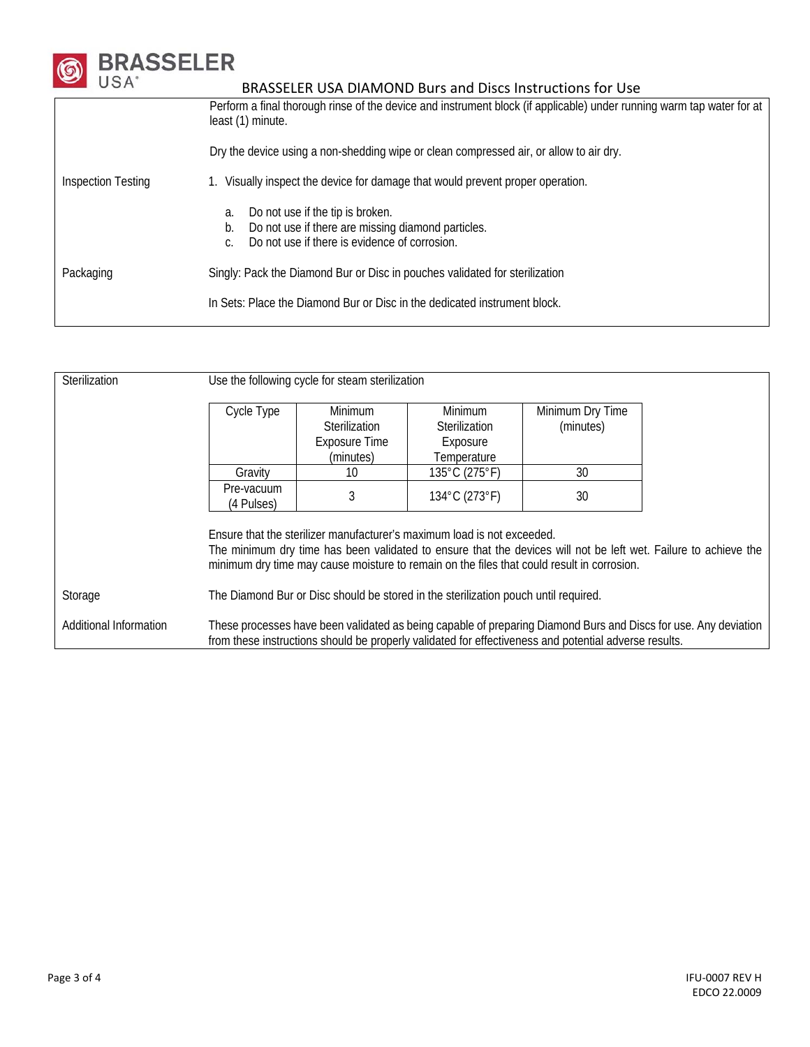| | |
|---|---|
| | Perform a final thorough rinse of the device and instrument block (if applicable) under running warm tap water for at least (1) minute.<br><br>Dry the device using a non-shedding wipe or clean compressed air, or allow to air dry. |
| Inspection Testing | 1. Visually inspect the device for damage that would prevent proper operation.<br><br>a. Do not use if the tip is broken.<br>b. Do not use if there are missing diamond particles.<br>c. Do not use if there is evidence of corrosion. |
| Packaging | Singly: Pack the Diamond Bur or Disc in pouches validated for sterilization<br><br>In Sets: Place the Diamond Bur or Disc in the dedicated instrument block. |

**Sterilization**

Use the following cycle for steam sterilization

| Cycle Type | Minimum Sterilization Exposure Time (minutes) | Minimum Sterilization Exposure Temperature | Minimum Dry Time (minutes) |
|---|---|---|---|
| Gravity | 10 | 135°C (275°F) | 30 |
| Pre-vacuum (4 Pulses) | 3 | 134°C (273°F) | 30 |

Ensure that the sterilizer manufacturer's maximum load is not exceeded.
The minimum dry time has been validated to ensure that the devices will not be left wet. Failure to achieve the minimum dry time may cause moisture to remain on the files that could result in corrosion.

**Storage**

The Diamond Bur or Disc should be stored in the sterilization pouch until required.

**Additional Information**

These processes have been validated as being capable of preparing Diamond Burs and Discs for use. Any deviation from these instructions should be properly validated for effectiveness and potential adverse results.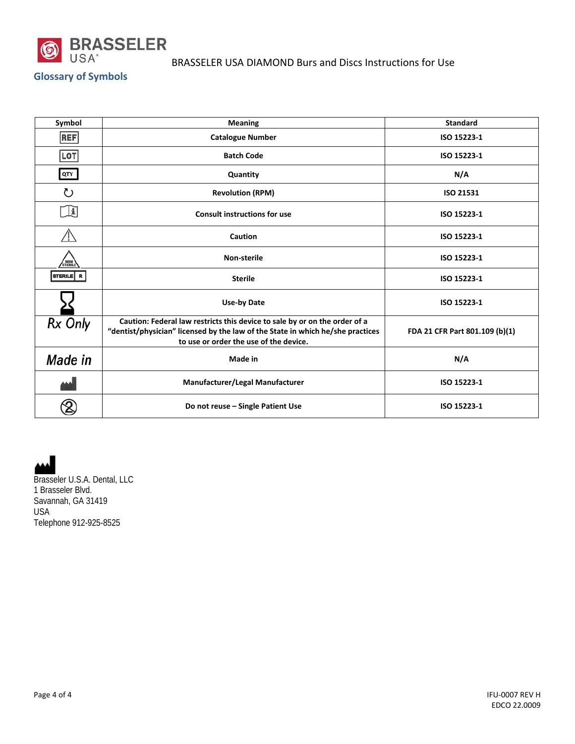BRASSELER USA DIAMOND Burs and Discs Instructions for Use

## Glossary of Symbols

| Symbol | Meaning | Standard |
|---|---|---|
| REF | Catalogue Number | ISO 15223-1 |
| LOT | Batch Code | ISO 15223-1 |
| QTY | Quantity | N/A |
| ↻ | Revolution (RPM) | ISO 21531 |
| i | Consult instructions for use | ISO 15223-1 |
| ⚠ | Caution | ISO 15223-1 |
| NON STERILE | Non-sterile | ISO 15223-1 |
| STERILE R | Sterile | ISO 15223-1 |
| ⌛ | Use-by Date | ISO 15223-1 |
| Rx Only | Caution: Federal law restricts this device to sale by or on the order of a "dentist/physician" licensed by the law of the State in which he/she practices to use or order the use of the device. | FDA 21 CFR Part 801.109 (b)(1) |
| Made in | Made in | N/A |
| | Manufacturer/Legal Manufacturer | ISO 15223-1 |
| ② | Do not reuse – Single Patient Use | ISO 15223-1 |

Brasseler U.S.A. Dental, LLC
1 Brasseler Blvd.
Savannah, GA 31419
USA
Telephone 912-925-8525

IFU-0007 REV H
EDCO 22.0009